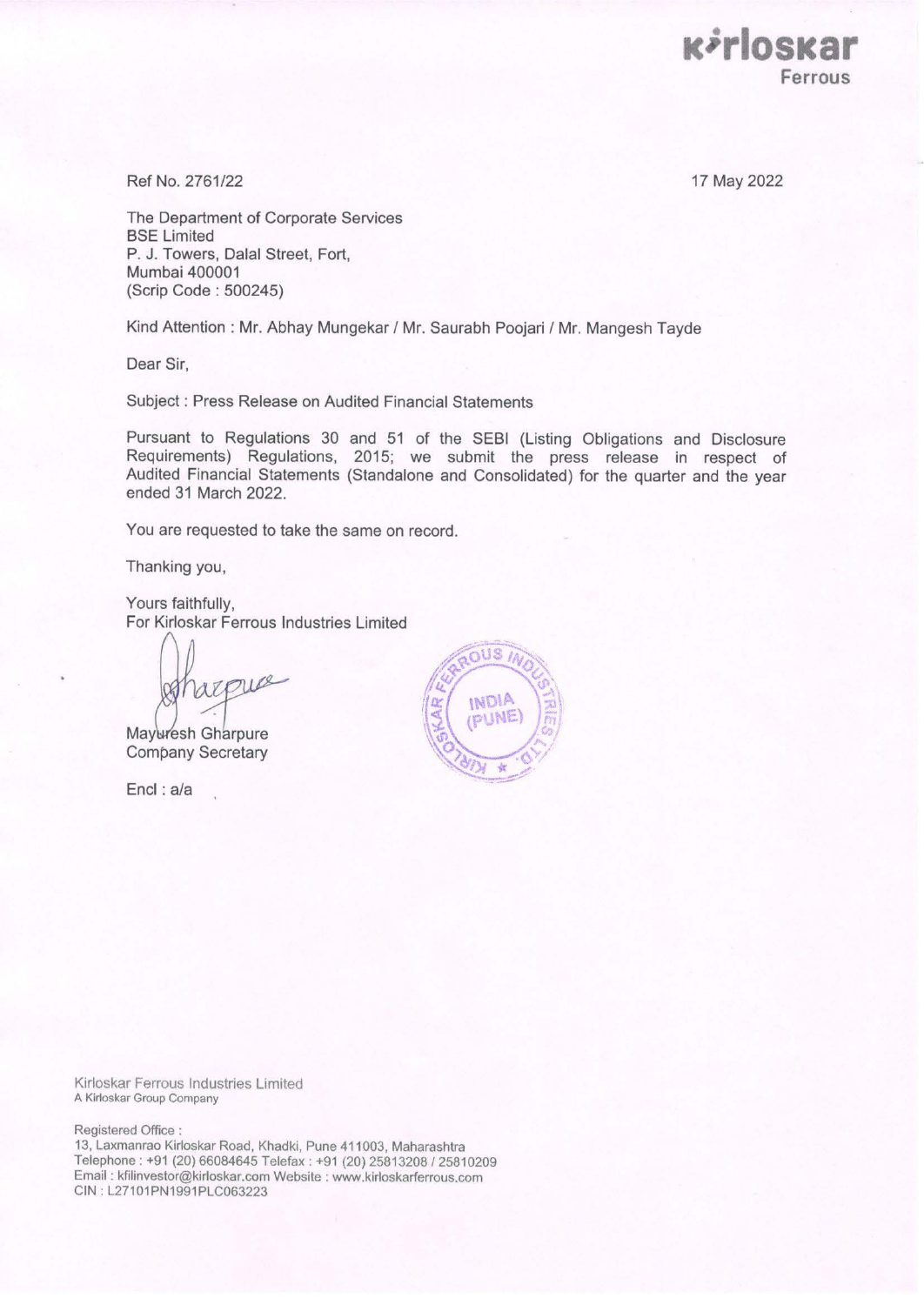kirloskar
Ferrous

Ref No. 2761/22

17 May 2022

The Department of Corporate Services
BSE Limited
P. J. Towers, Dalal Street, Fort,
Mumbai 400001
(Scrip Code : 500245)

Kind Attention : Mr. Abhay Mungekar / Mr. Saurabh Poojari / Mr. Mangesh Tayde

Dear Sir,

Subject : Press Release on Audited Financial Statements

Pursuant to Regulations 30 and 51 of the SEBI (Listing Obligations and Disclosure Requirements) Regulations, 2015; we submit the press release in respect of Audited Financial Statements (Standalone and Consolidated) for the quarter and the year ended 31 March 2022.

You are requested to take the same on record.

Thanking you,

Yours faithfully,
For Kirloskar Ferrous Industries Limited

Mayuresh Gharpure
Company Secretary

Encl : a/a

Kirloskar Ferrous Industries Limited
A Kirloskar Group Company

Registered Office :
13, Laxmanrao Kirloskar Road, Khadki, Pune 411003, Maharashtra
Telephone : +91 (20) 66084645 Telefax : +91 (20) 25813208 / 25810209
Email : kfilinvestor@kirloskar.com Website : www.kirloskarferrous.com
CIN : L27101PN1991PLC063223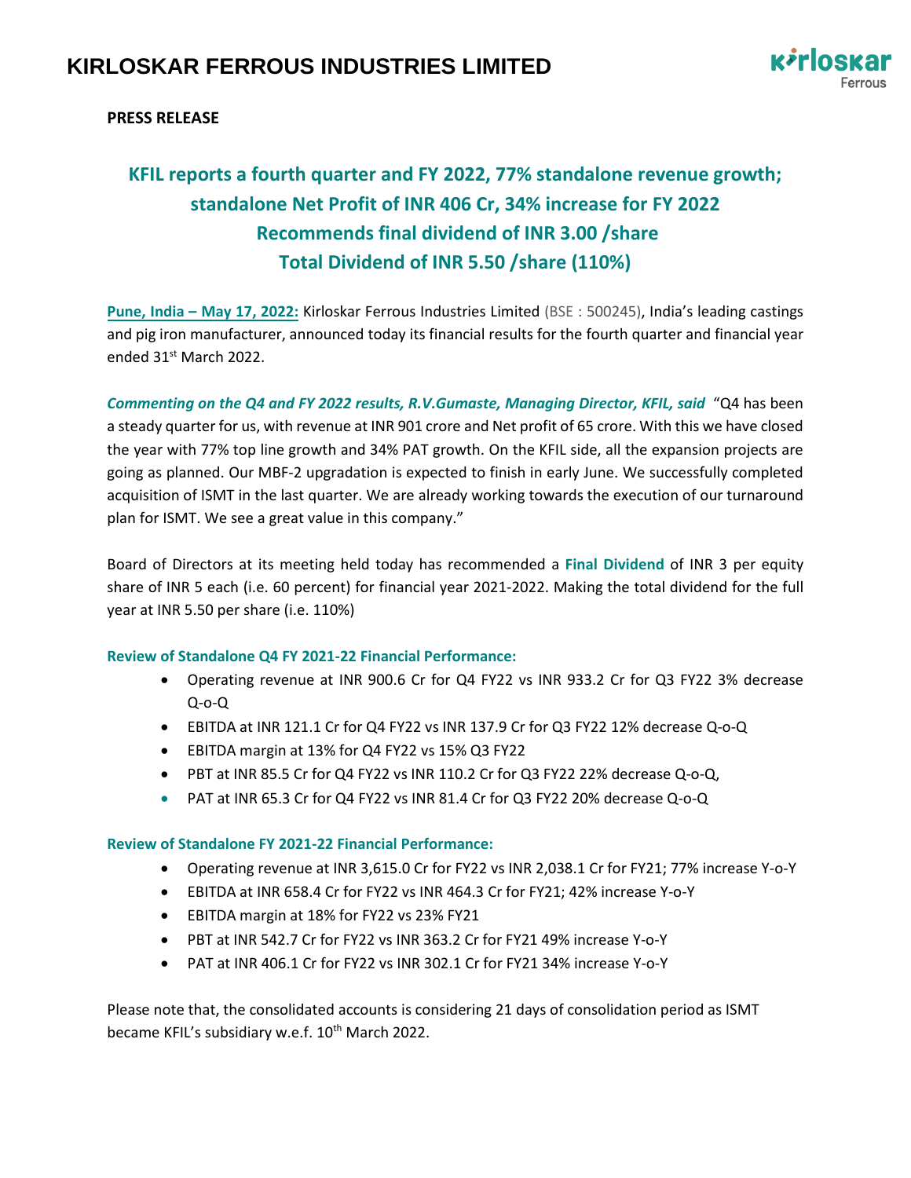# KIRLOSKAR FERROUS INDUSTRIES LIMITED

**PRESS RELEASE**

## KFIL reports a fourth quarter and FY 2022, 77% standalone revenue growth; standalone Net Profit of INR 406 Cr, 34% increase for FY 2022 Recommends final dividend of INR 3.00 /share Total Dividend of INR 5.50 /share (110%)

**Pune, India – May 17, 2022:** Kirloskar Ferrous Industries Limited (BSE : 500245), India's leading castings and pig iron manufacturer, announced today its financial results for the fourth quarter and financial year ended 31st March 2022.

***Commenting on the Q4 and FY 2022 results, R.V.Gumaste, Managing Director, KFIL, said*** "Q4 has been a steady quarter for us, with revenue at INR 901 crore and Net profit of 65 crore. With this we have closed the year with 77% top line growth and 34% PAT growth. On the KFIL side, all the expansion projects are going as planned. Our MBF-2 upgradation is expected to finish in early June. We successfully completed acquisition of ISMT in the last quarter. We are already working towards the execution of our turnaround plan for ISMT. We see a great value in this company."

Board of Directors at its meeting held today has recommended a **Final Dividend** of INR 3 per equity share of INR 5 each (i.e. 60 percent) for financial year 2021-2022. Making the total dividend for the full year at INR 5.50 per share (i.e. 110%)

**Review of Standalone Q4 FY 2021-22 Financial Performance:**

- Operating revenue at INR 900.6 Cr for Q4 FY22 vs INR 933.2 Cr for Q3 FY22 3% decrease Q-o-Q
- EBITDA at INR 121.1 Cr for Q4 FY22 vs INR 137.9 Cr for Q3 FY22 12% decrease Q-o-Q
- EBITDA margin at 13% for Q4 FY22 vs 15% Q3 FY22
- PBT at INR 85.5 Cr for Q4 FY22 vs INR 110.2 Cr for Q3 FY22 22% decrease Q-o-Q,
- PAT at INR 65.3 Cr for Q4 FY22 vs INR 81.4 Cr for Q3 FY22 20% decrease Q-o-Q

**Review of Standalone FY 2021-22 Financial Performance:**

- Operating revenue at INR 3,615.0 Cr for FY22 vs INR 2,038.1 Cr for FY21; 77% increase Y-o-Y
- EBITDA at INR 658.4 Cr for FY22 vs INR 464.3 Cr for FY21; 42% increase Y-o-Y
- EBITDA margin at 18% for FY22 vs 23% FY21
- PBT at INR 542.7 Cr for FY22 vs INR 363.2 Cr for FY21 49% increase Y-o-Y
- PAT at INR 406.1 Cr for FY22 vs INR 302.1 Cr for FY21 34% increase Y-o-Y

Please note that, the consolidated accounts is considering 21 days of consolidation period as ISMT became KFIL's subsidiary w.e.f. 10th March 2022.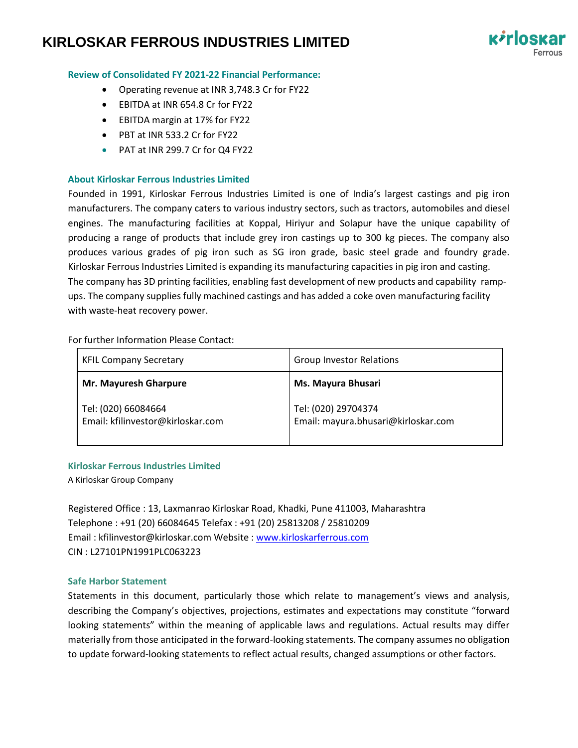# KIRLOSKAR FERROUS INDUSTRIES LIMITED

### Review of Consolidated FY 2021-22 Financial Performance:

- Operating revenue at INR 3,748.3 Cr for FY22
- EBITDA at INR 654.8 Cr for FY22
- EBITDA margin at 17% for FY22
- PBT at INR 533.2 Cr for FY22
- PAT at INR 299.7 Cr for Q4 FY22

### About Kirloskar Ferrous Industries Limited

Founded in 1991, Kirloskar Ferrous Industries Limited is one of India's largest castings and pig iron manufacturers. The company caters to various industry sectors, such as tractors, automobiles and diesel engines. The manufacturing facilities at Koppal, Hiriyur and Solapur have the unique capability of producing a range of products that include grey iron castings up to 300 kg pieces. The company also produces various grades of pig iron such as SG iron grade, basic steel grade and foundry grade. Kirloskar Ferrous Industries Limited is expanding its manufacturing capacities in pig iron and casting. The company has 3D printing facilities, enabling fast development of new products and capability ramp-ups. The company supplies fully machined castings and has added a coke oven manufacturing facility with waste-heat recovery power.

For further Information Please Contact:

| KFIL Company Secretary | Group Investor Relations |
|---|---|
| **Mr. Mayuresh Gharpure**<br><br>Tel: (020) 66084664<br>Email: kfilinvestor@kirloskar.com | **Ms. Mayura Bhusari**<br><br>Tel: (020) 29704374<br>Email: mayura.bhusari@kirloskar.com |

### Kirloskar Ferrous Industries Limited

A Kirloskar Group Company

Registered Office : 13, Laxmanrao Kirloskar Road, Khadki, Pune 411003, Maharashtra
Telephone : +91 (20) 66084645 Telefax : +91 (20) 25813208 / 25810209
Email : kfilinvestor@kirloskar.com Website : www.kirloskarferrous.com
CIN : L27101PN1991PLC063223

### Safe Harbor Statement

Statements in this document, particularly those which relate to management's views and analysis, describing the Company's objectives, projections, estimates and expectations may constitute "forward looking statements" within the meaning of applicable laws and regulations. Actual results may differ materially from those anticipated in the forward-looking statements. The company assumes no obligation to update forward-looking statements to reflect actual results, changed assumptions or other factors.